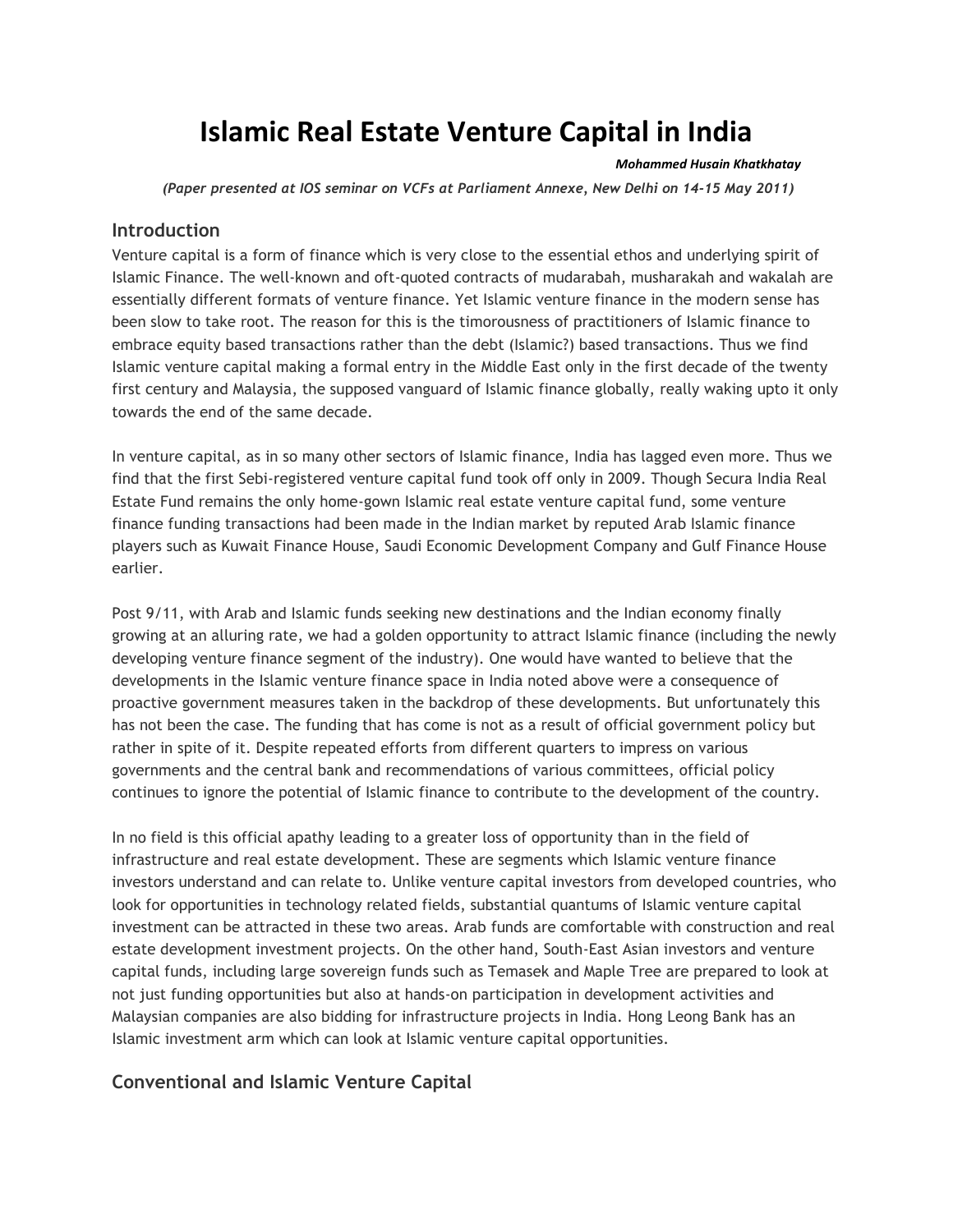# Islamic Real Estate Venture Capital in India

***Mohammed Husain Khatkhatay***

*(Paper presented at IOS seminar on VCFs at Parliament Annexe, New Delhi on 14-15 May 2011)*

## Introduction

Venture capital is a form of finance which is very close to the essential ethos and underlying spirit of Islamic Finance. The well-known and oft-quoted contracts of mudarabah, musharakah and wakalah are essentially different formats of venture finance. Yet Islamic venture finance in the modern sense has been slow to take root. The reason for this is the timorousness of practitioners of Islamic finance to embrace equity based transactions rather than the debt (Islamic?) based transactions. Thus we find Islamic venture capital making a formal entry in the Middle East only in the first decade of the twenty first century and Malaysia, the supposed vanguard of Islamic finance globally, really waking upto it only towards the end of the same decade.

In venture capital, as in so many other sectors of Islamic finance, India has lagged even more. Thus we find that the first Sebi-registered venture capital fund took off only in 2009. Though Secura India Real Estate Fund remains the only home-gown Islamic real estate venture capital fund, some venture finance funding transactions had been made in the Indian market by reputed Arab Islamic finance players such as Kuwait Finance House, Saudi Economic Development Company and Gulf Finance House earlier.

Post 9/11, with Arab and Islamic funds seeking new destinations and the Indian economy finally growing at an alluring rate, we had a golden opportunity to attract Islamic finance (including the newly developing venture finance segment of the industry). One would have wanted to believe that the developments in the Islamic venture finance space in India noted above were a consequence of proactive government measures taken in the backdrop of these developments. But unfortunately this has not been the case. The funding that has come is not as a result of official government policy but rather in spite of it. Despite repeated efforts from different quarters to impress on various governments and the central bank and recommendations of various committees, official policy continues to ignore the potential of Islamic finance to contribute to the development of the country.

In no field is this official apathy leading to a greater loss of opportunity than in the field of infrastructure and real estate development. These are segments which Islamic venture finance investors understand and can relate to. Unlike venture capital investors from developed countries, who look for opportunities in technology related fields, substantial quantums of Islamic venture capital investment can be attracted in these two areas. Arab funds are comfortable with construction and real estate development investment projects. On the other hand, South-East Asian investors and venture capital funds, including large sovereign funds such as Temasek and Maple Tree are prepared to look at not just funding opportunities but also at hands-on participation in development activities and Malaysian companies are also bidding for infrastructure projects in India. Hong Leong Bank has an Islamic investment arm which can look at Islamic venture capital opportunities.

## Conventional and Islamic Venture Capital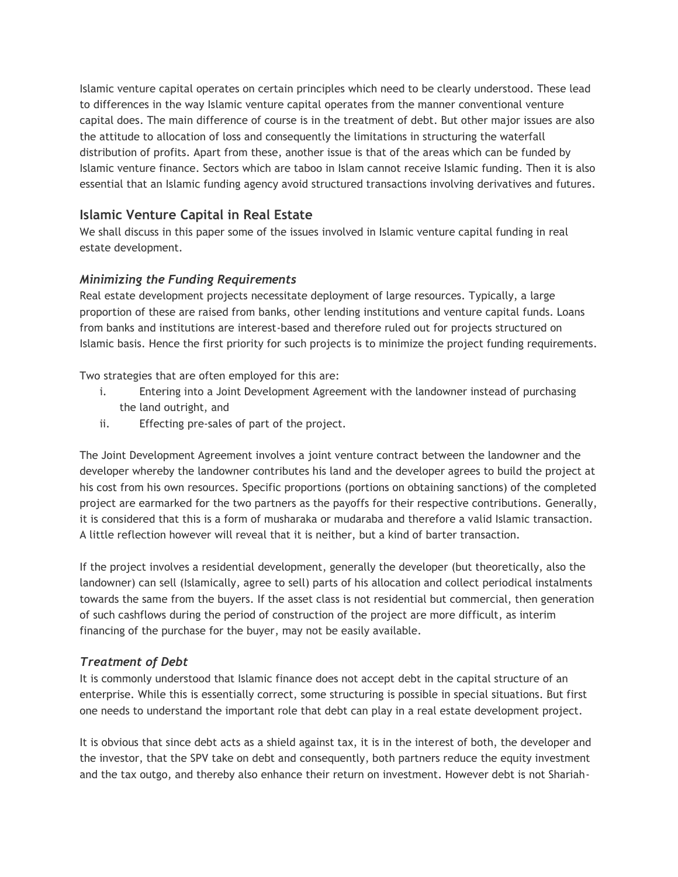Islamic venture capital operates on certain principles which need to be clearly understood. These lead to differences in the way Islamic venture capital operates from the manner conventional venture capital does. The main difference of course is in the treatment of debt. But other major issues are also the attitude to allocation of loss and consequently the limitations in structuring the waterfall distribution of profits. Apart from these, another issue is that of the areas which can be funded by Islamic venture finance. Sectors which are taboo in Islam cannot receive Islamic funding. Then it is also essential that an Islamic funding agency avoid structured transactions involving derivatives and futures.

## Islamic Venture Capital in Real Estate

We shall discuss in this paper some of the issues involved in Islamic venture capital funding in real estate development.

### *Minimizing the Funding Requirements*

Real estate development projects necessitate deployment of large resources. Typically, a large proportion of these are raised from banks, other lending institutions and venture capital funds. Loans from banks and institutions are interest-based and therefore ruled out for projects structured on Islamic basis. Hence the first priority for such projects is to minimize the project funding requirements.

Two strategies that are often employed for this are:

i. Entering into a Joint Development Agreement with the landowner instead of purchasing the land outright, and
ii. Effecting pre-sales of part of the project.

The Joint Development Agreement involves a joint venture contract between the landowner and the developer whereby the landowner contributes his land and the developer agrees to build the project at his cost from his own resources. Specific proportions (portions on obtaining sanctions) of the completed project are earmarked for the two partners as the payoffs for their respective contributions. Generally, it is considered that this is a form of musharaka or mudaraba and therefore a valid Islamic transaction. A little reflection however will reveal that it is neither, but a kind of barter transaction.

If the project involves a residential development, generally the developer (but theoretically, also the landowner) can sell (Islamically, agree to sell) parts of his allocation and collect periodical instalments towards the same from the buyers. If the asset class is not residential but commercial, then generation of such cashflows during the period of construction of the project are more difficult, as interim financing of the purchase for the buyer, may not be easily available.

### *Treatment of Debt*

It is commonly understood that Islamic finance does not accept debt in the capital structure of an enterprise. While this is essentially correct, some structuring is possible in special situations. But first one needs to understand the important role that debt can play in a real estate development project.

It is obvious that since debt acts as a shield against tax, it is in the interest of both, the developer and the investor, that the SPV take on debt and consequently, both partners reduce the equity investment and the tax outgo, and thereby also enhance their return on investment. However debt is not Shariah-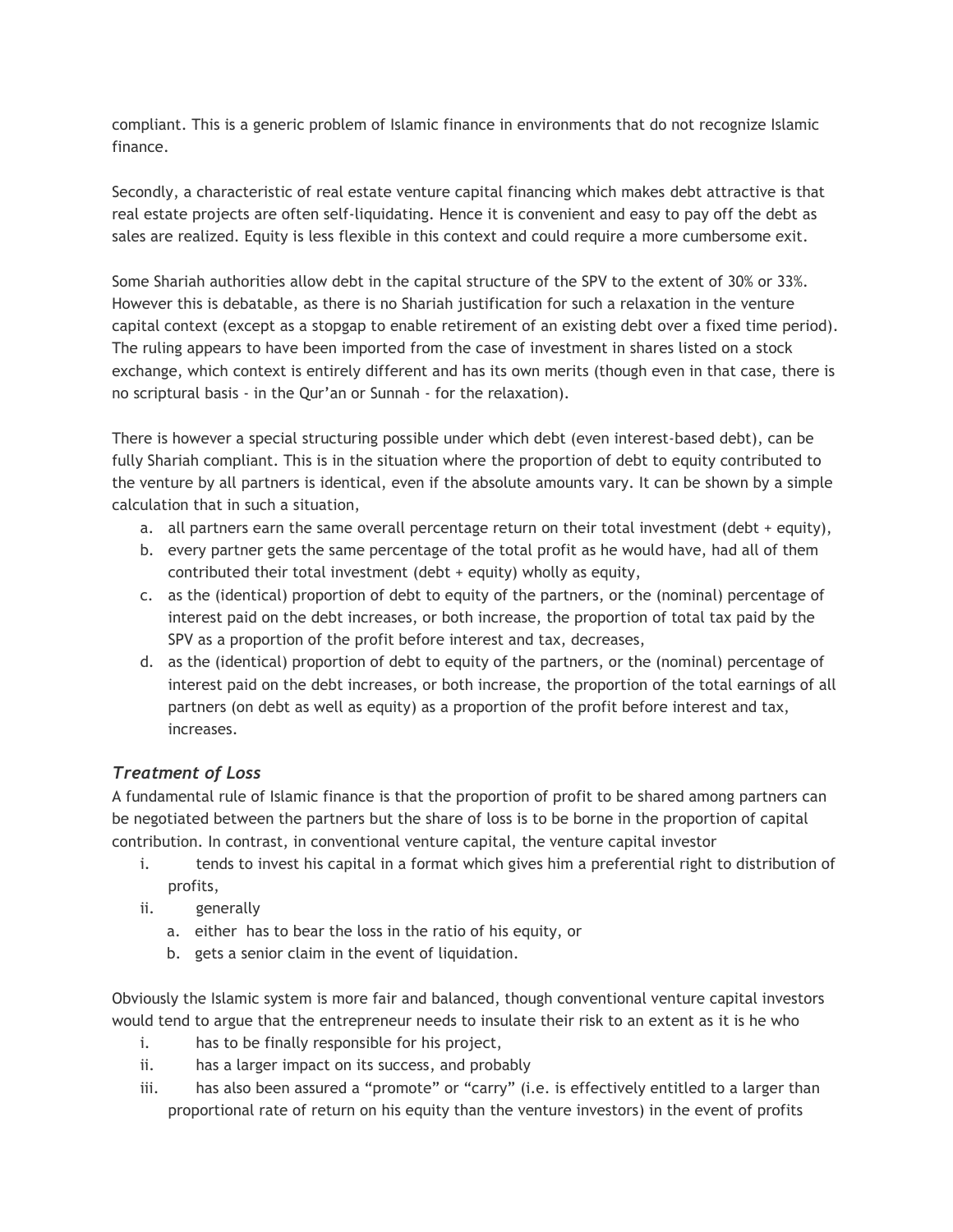compliant. This is a generic problem of Islamic finance in environments that do not recognize Islamic finance.

Secondly, a characteristic of real estate venture capital financing which makes debt attractive is that real estate projects are often self-liquidating. Hence it is convenient and easy to pay off the debt as sales are realized. Equity is less flexible in this context and could require a more cumbersome exit.

Some Shariah authorities allow debt in the capital structure of the SPV to the extent of 30% or 33%. However this is debatable, as there is no Shariah justification for such a relaxation in the venture capital context (except as a stopgap to enable retirement of an existing debt over a fixed time period). The ruling appears to have been imported from the case of investment in shares listed on a stock exchange, which context is entirely different and has its own merits (though even in that case, there is no scriptural basis - in the Qur'an or Sunnah - for the relaxation).

There is however a special structuring possible under which debt (even interest-based debt), can be fully Shariah compliant. This is in the situation where the proportion of debt to equity contributed to the venture by all partners is identical, even if the absolute amounts vary. It can be shown by a simple calculation that in such a situation,

a. all partners earn the same overall percentage return on their total investment (debt + equity),
b. every partner gets the same percentage of the total profit as he would have, had all of them contributed their total investment (debt + equity) wholly as equity,
c. as the (identical) proportion of debt to equity of the partners, or the (nominal) percentage of interest paid on the debt increases, or both increase, the proportion of total tax paid by the SPV as a proportion of the profit before interest and tax, decreases,
d. as the (identical) proportion of debt to equity of the partners, or the (nominal) percentage of interest paid on the debt increases, or both increase, the proportion of the total earnings of all partners (on debt as well as equity) as a proportion of the profit before interest and tax, increases.

### *Treatment of Loss*

A fundamental rule of Islamic finance is that the proportion of profit to be shared among partners can be negotiated between the partners but the share of loss is to be borne in the proportion of capital contribution. In contrast, in conventional venture capital, the venture capital investor

i. tends to invest his capital in a format which gives him a preferential right to distribution of profits,
ii. generally
    a. either has to bear the loss in the ratio of his equity, or
    b. gets a senior claim in the event of liquidation.

Obviously the Islamic system is more fair and balanced, though conventional venture capital investors would tend to argue that the entrepreneur needs to insulate their risk to an extent as it is he who

i. has to be finally responsible for his project,
ii. has a larger impact on its success, and probably
iii. has also been assured a "promote" or "carry" (i.e. is effectively entitled to a larger than proportional rate of return on his equity than the venture investors) in the event of profits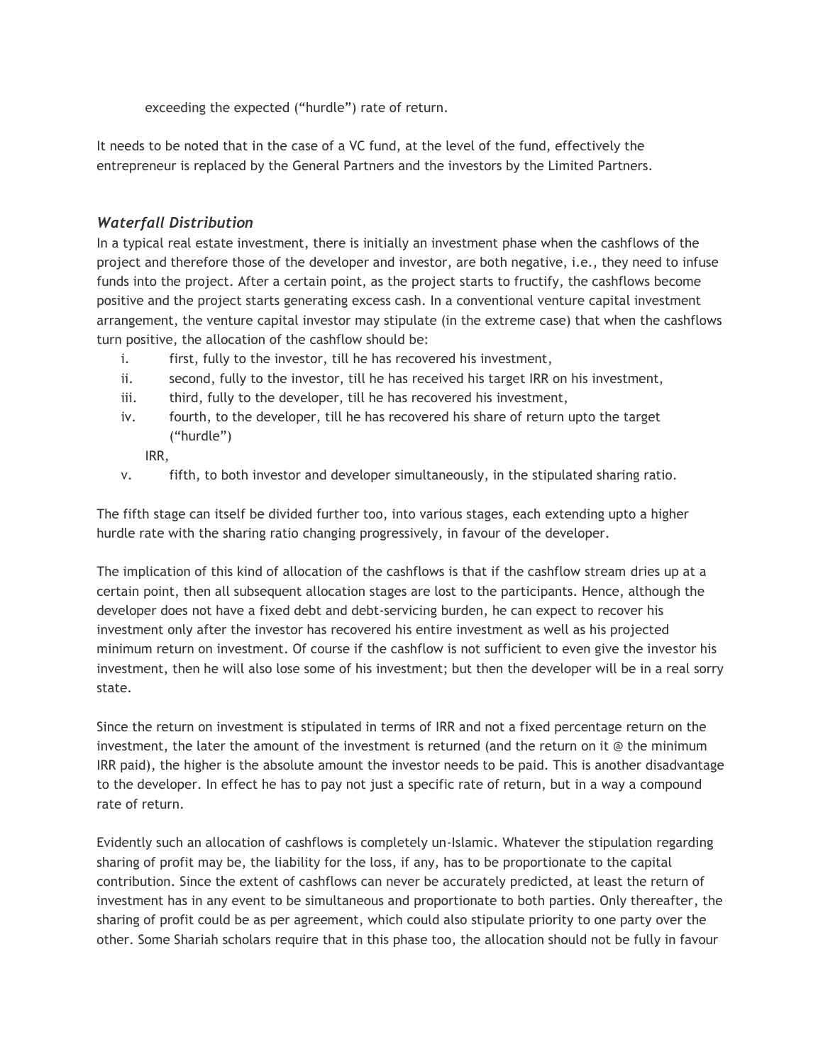exceeding the expected ("hurdle") rate of return.

It needs to be noted that in the case of a VC fund, at the level of the fund, effectively the entrepreneur is replaced by the General Partners and the investors by the Limited Partners.

### *Waterfall Distribution*

In a typical real estate investment, there is initially an investment phase when the cashflows of the project and therefore those of the developer and investor, are both negative, i.e., they need to infuse funds into the project. After a certain point, as the project starts to fructify, the cashflows become positive and the project starts generating excess cash. In a conventional venture capital investment arrangement, the venture capital investor may stipulate (in the extreme case) that when the cashflows turn positive, the allocation of the cashflow should be:

i. first, fully to the investor, till he has recovered his investment,
ii. second, fully to the investor, till he has received his target IRR on his investment,
iii. third, fully to the developer, till he has recovered his investment,
iv. fourth, to the developer, till he has recovered his share of return upto the target ("hurdle") IRR,
v. fifth, to both investor and developer simultaneously, in the stipulated sharing ratio.

The fifth stage can itself be divided further too, into various stages, each extending upto a higher hurdle rate with the sharing ratio changing progressively, in favour of the developer.

The implication of this kind of allocation of the cashflows is that if the cashflow stream dries up at a certain point, then all subsequent allocation stages are lost to the participants. Hence, although the developer does not have a fixed debt and debt-servicing burden, he can expect to recover his investment only after the investor has recovered his entire investment as well as his projected minimum return on investment. Of course if the cashflow is not sufficient to even give the investor his investment, then he will also lose some of his investment; but then the developer will be in a real sorry state.

Since the return on investment is stipulated in terms of IRR and not a fixed percentage return on the investment, the later the amount of the investment is returned (and the return on it @ the minimum IRR paid), the higher is the absolute amount the investor needs to be paid. This is another disadvantage to the developer. In effect he has to pay not just a specific rate of return, but in a way a compound rate of return.

Evidently such an allocation of cashflows is completely un-Islamic. Whatever the stipulation regarding sharing of profit may be, the liability for the loss, if any, has to be proportionate to the capital contribution. Since the extent of cashflows can never be accurately predicted, at least the return of investment has in any event to be simultaneous and proportionate to both parties. Only thereafter, the sharing of profit could be as per agreement, which could also stipulate priority to one party over the other. Some Shariah scholars require that in this phase too, the allocation should not be fully in favour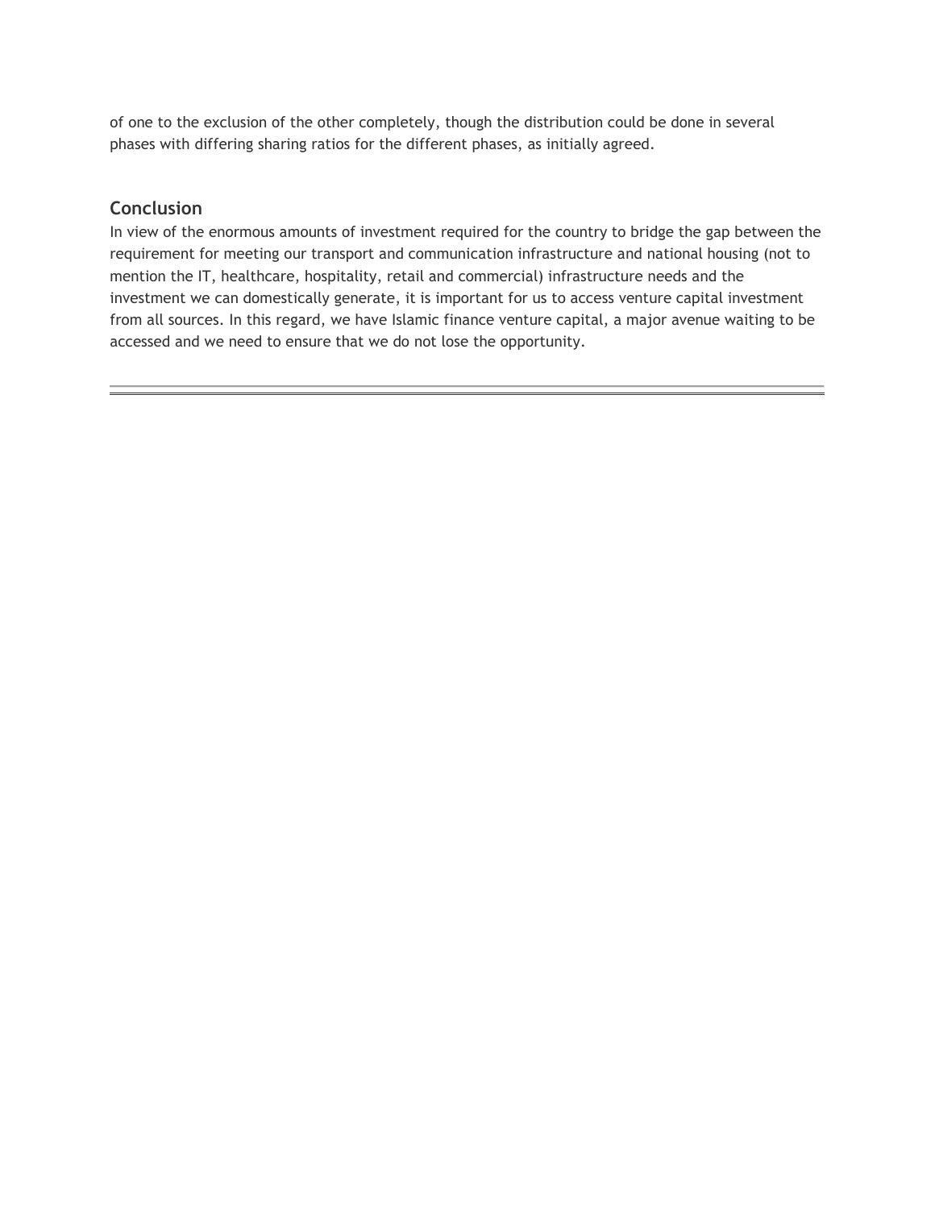of one to the exclusion of the other completely, though the distribution could be done in several phases with differing sharing ratios for the different phases, as initially agreed.

## Conclusion

In view of the enormous amounts of investment required for the country to bridge the gap between the requirement for meeting our transport and communication infrastructure and national housing (not to mention the IT, healthcare, hospitality, retail and commercial) infrastructure needs and the investment we can domestically generate, it is important for us to access venture capital investment from all sources. In this regard, we have Islamic finance venture capital, a major avenue waiting to be accessed and we need to ensure that we do not lose the opportunity.